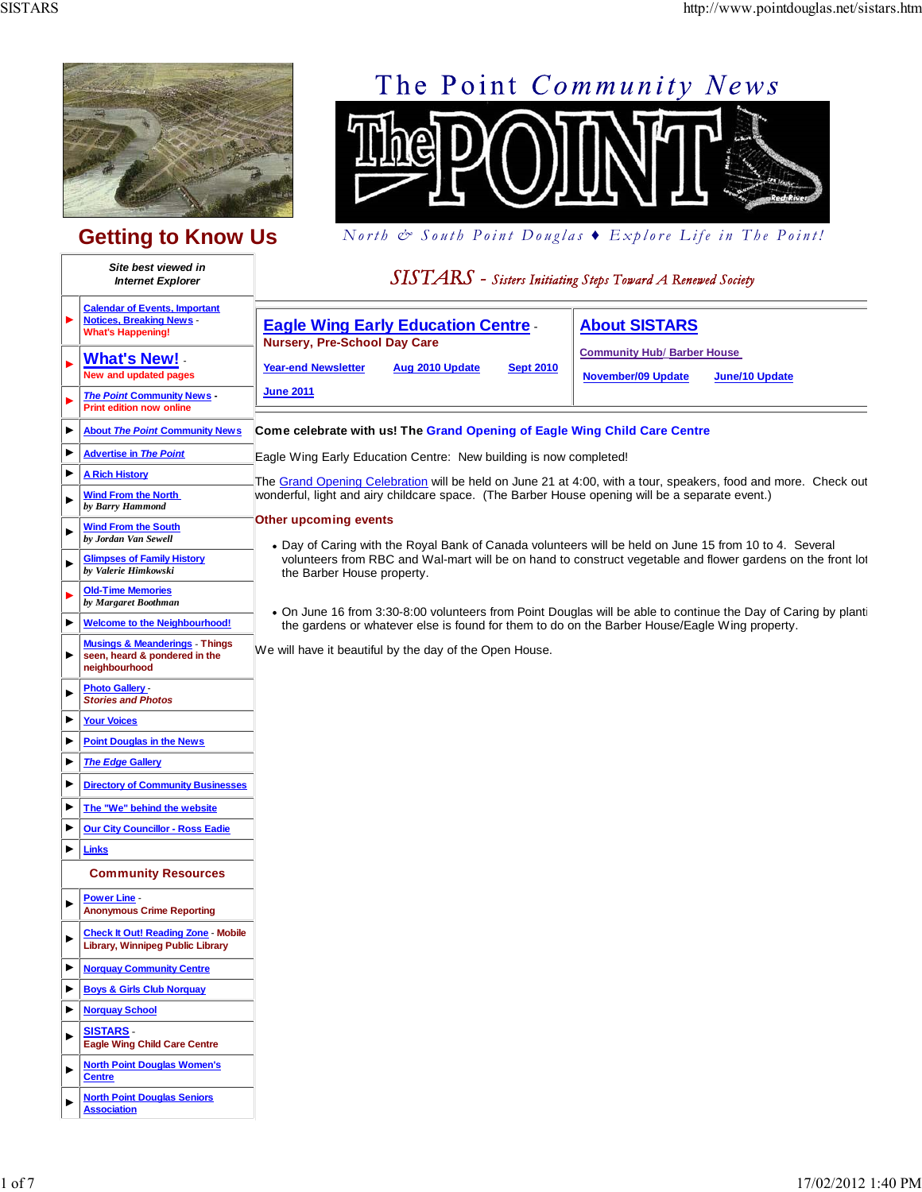# The Point Community News

North & South Point Douglas ♦ Explore Life in The Point!

## Getting to Know Us

*Site best viewed in Internet Explorer*

- Calendar of Events, Important Notices, Breaking News - What's Happening!
- What's New! - New and updated pages
- *The Point* Community News - Print edition now online
- About *The Point* Community News
- Advertise in *The Point*
- A Rich History
- Wind From the North *by Barry Hammond*
- Wind From the South *by Jordan Van Sewell*
- Glimpses of Family History *by Valerie Himkowski*
- Old-Time Memories *by Margaret Boothman*
- Welcome to the Neighbourhood!
- Musings & Meanderings - Things seen, heard & pondered in the neighbourhood
- Photo Gallery - *Stories and Photos*
- Your Voices
- Point Douglas in the News
- *The Edge* Gallery
- Directory of Community Businesses
- The "We" behind the website
- Our City Councillor - Ross Eadie
- Links

### Community Resources

- Power Line - Anonymous Crime Reporting
- Check It Out! Reading Zone - Mobile Library, Winnipeg Public Library
- Norquay Community Centre
- Boys & Girls Club Norquay
- Norquay School
- SISTARS - Eagle Wing Child Care Centre
- North Point Douglas Women's Centre
- North Point Douglas Seniors Association

## *SISTARS - Sisters Initiating Steps Toward A Renewed Society*

### Eagle Wing Early Education Centre - Nursery, Pre-School Day Care

Year-end Newsletter | Aug 2010 Update | Sept 2010 | June 2011

### About SISTARS

Community Hub/ Barber House

November/09 Update | June/10 Update

**Come celebrate with us! The Grand Opening of Eagle Wing Child Care Centre**

Eagle Wing Early Education Centre: New building is now completed!

The Grand Opening Celebration will be held on June 21 at 4:00, with a tour, speakers, food and more. Check out wonderful, light and airy childcare space. (The Barber House opening will be a separate event.)

**Other upcoming events**

- Day of Caring with the Royal Bank of Canada volunteers will be held on June 15 from 10 to 4. Several volunteers from RBC and Wal-mart will be on hand to construct vegetable and flower gardens on the front lot the Barber House property.
- On June 16 from 3:30-8:00 volunteers from Point Douglas will be able to continue the Day of Caring by planti the gardens or whatever else is found for them to do on the Barber House/Eagle Wing property.

We will have it beautiful by the day of the Open House.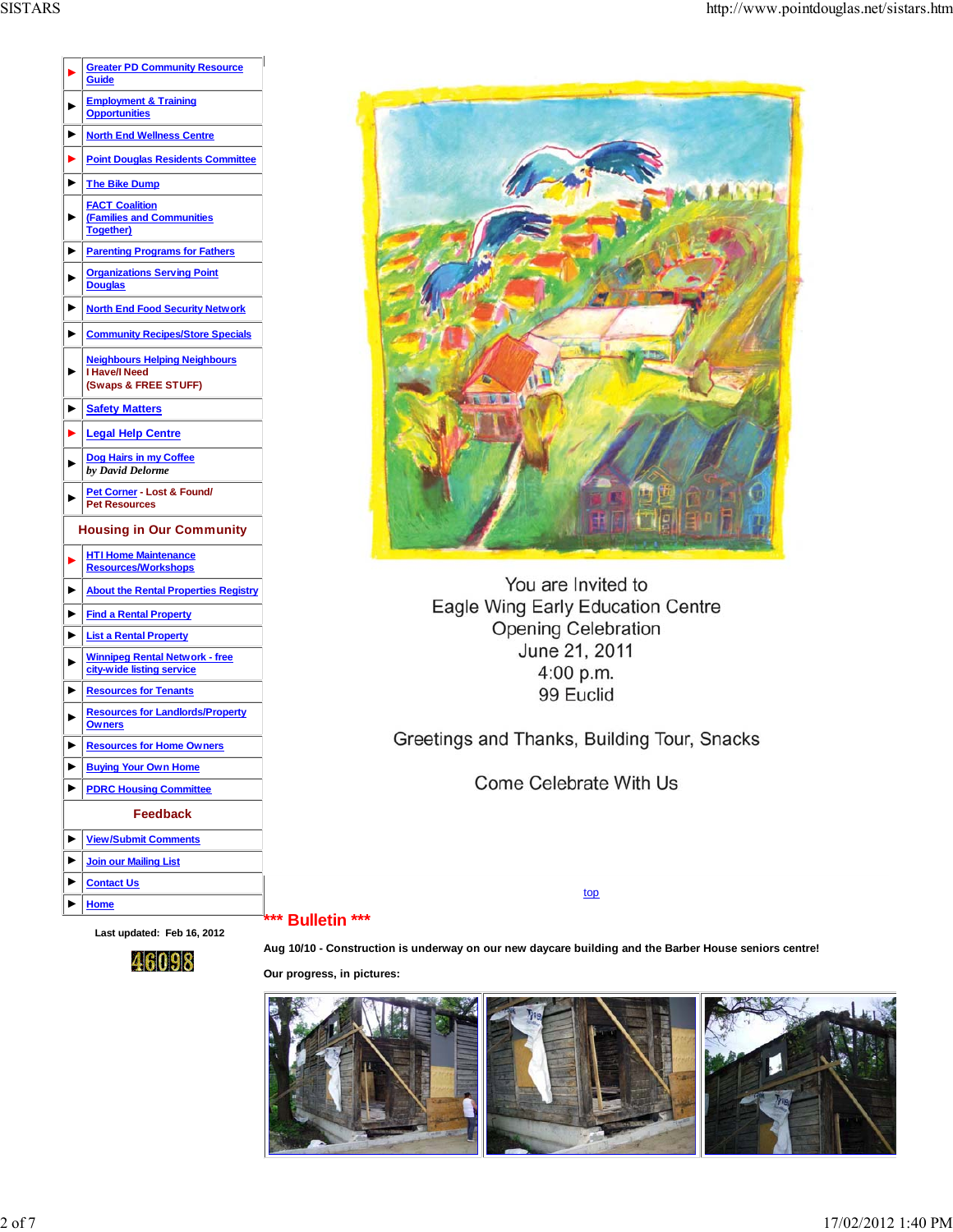- Greater PD Community Resource Guide
- Employment & Training Opportunities
- North End Wellness Centre
- Point Douglas Residents Committee
- The Bike Dump
- FACT Coalition (Families and Communities Together)
- Parenting Programs for Fathers
- Organizations Serving Point Douglas
- North End Food Security Network
- Community Recipes/Store Specials
- Neighbours Helping Neighbours
  I Have/I Need
  (Swaps & FREE STUFF)
- Safety Matters
- Legal Help Centre
- Dog Hairs in my Coffee
  *by David Delorme*
- Pet Corner - Lost & Found/
  Pet Resources

**Housing in Our Community**

- HTI Home Maintenance Resources/Workshops
- About the Rental Properties Registry
- Find a Rental Property
- List a Rental Property
- Winnipeg Rental Network - free city-wide listing service
- Resources for Tenants
- Resources for Landlords/Property Owners
- Resources for Home Owners
- Buying Your Own Home
- PDRC Housing Committee

**Feedback**

- View/Submit Comments
- Join our Mailing List
- Contact Us
- Home

**Last updated: Feb 16, 2012**

46098

You are Invited to
Eagle Wing Early Education Centre
Opening Celebration
June 21, 2011
4:00 p.m.
99 Euclid

Greetings and Thanks, Building Tour, Snacks

Come Celebrate With Us

top

## *** Bulletin ***

**Aug 10/10 - Construction is underway on our new daycare building and the Barber House seniors centre!**

**Our progress, in pictures:**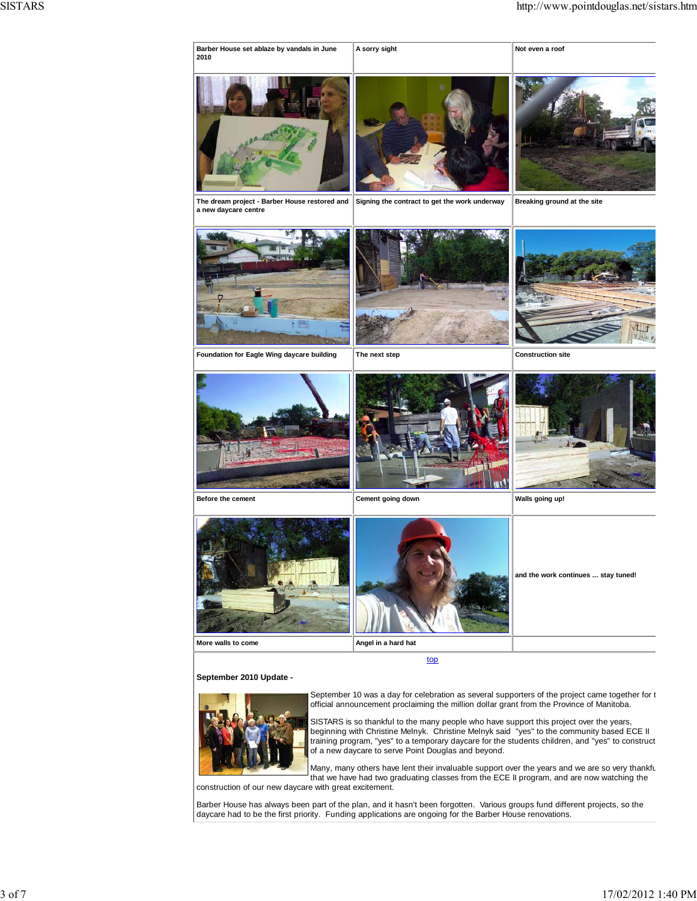| Barber House set ablaze by vandals in June 2010 | A sorry sight | Not even a roof |
| --- | --- | --- |
| The dream project - Barber House restored and a new daycare centre | Signing the contract to get the work underway | Breaking ground at the site |
| Foundation for Eagle Wing daycare building | The next step | Construction site |
| Before the cement | Cement going down | Walls going up! |
| More walls to come | Angel in a hard hat | and the work continues ... stay tuned! |

top

**September 2010 Update -**

September 10 was a day for celebration as several supporters of the project came together for t official announcement proclaiming the million dollar grant from the Province of Manitoba.

SISTARS is so thankful to the many people who have support this project over the years, beginning with Christine Melnyk. Christine Melnyk said "yes" to the community based ECE II training program, "yes" to a temporary daycare for the students children, and "yes" to construct of a new daycare to serve Point Douglas and beyond.

Many, many others have lent their invaluable support over the years and we are so very thankfu that we have had two graduating classes from the ECE II program, and are now watching the construction of our new daycare with great excitement.

Barber House has always been part of the plan, and it hasn't been forgotten. Various groups fund different projects, so the daycare had to be the first priority. Funding applications are ongoing for the Barber House renovations.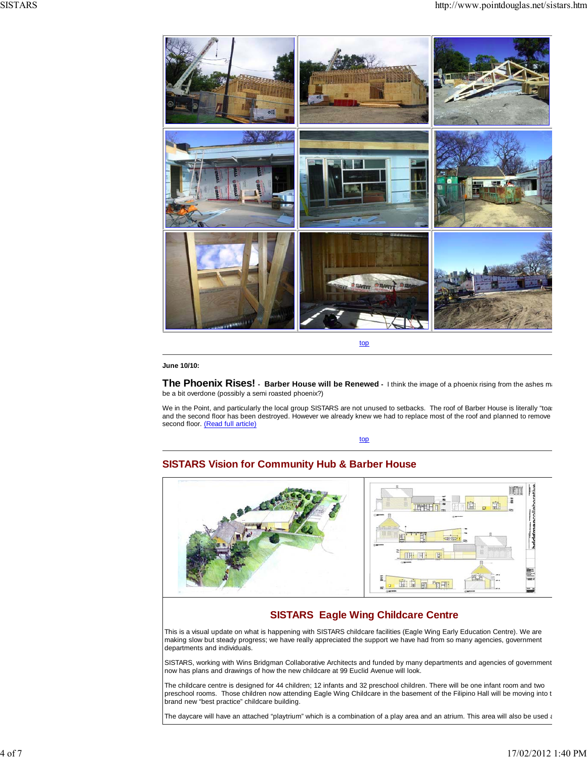top

---

**June 10/10:**

**The Phoenix Rises!** - **Barber House will be Renewed** - I think the image of a phoenix rising from the ashes ma be a bit overdone (possibly a semi roasted phoenix?)

We in the Point, and particularly the local group SISTARS are not unused to setbacks. The roof of Barber House is literally "toa and the second floor has been destroyed. However we already knew we had to replace most of the roof and planned to remove second floor. (Read full article)

top

---

## SISTARS Vision for Community Hub & Barber House

## SISTARS Eagle Wing Childcare Centre

This is a visual update on what is happening with SISTARS childcare facilities (Eagle Wing Early Education Centre). We are making slow but steady progress; we have really appreciated the support we have had from so many agencies, government departments and individuals.

SISTARS, working with Wins Bridgman Collaborative Architects and funded by many departments and agencies of government now has plans and drawings of how the new childcare at 99 Euclid Avenue will look.

The childcare centre is designed for 44 children; 12 infants and 32 preschool children. There will be one infant room and two preschool rooms. Those children now attending Eagle Wing Childcare in the basement of the Filipino Hall will be moving into t brand new "best practice" childcare building.

The daycare will have an attached "playtrium" which is a combination of a play area and an atrium. This area will also be used a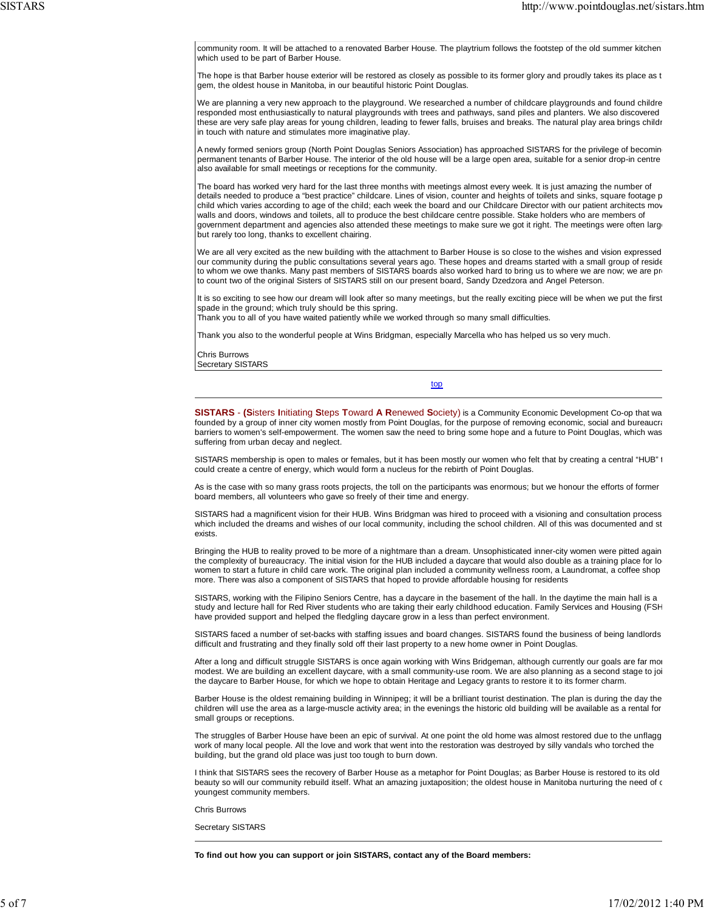community room. It will be attached to a renovated Barber House. The playtrium follows the footstep of the old summer kitchen which used to be part of Barber House.

The hope is that Barber house exterior will be restored as closely as possible to its former glory and proudly takes its place as t gem, the oldest house in Manitoba, in our beautiful historic Point Douglas.

We are planning a very new approach to the playground. We researched a number of childcare playgrounds and found childre responded most enthusiastically to natural playgrounds with trees and pathways, sand piles and planters. We also discovered these are very safe play areas for young children, leading to fewer falls, bruises and breaks. The natural play area brings childr in touch with nature and stimulates more imaginative play.

A newly formed seniors group (North Point Douglas Seniors Association) has approached SISTARS for the privilege of becomin permanent tenants of Barber House. The interior of the old house will be a large open area, suitable for a senior drop-in centre also available for small meetings or receptions for the community.

The board has worked very hard for the last three months with meetings almost every week. It is just amazing the number of details needed to produce a "best practice" childcare. Lines of vision, counter and heights of toilets and sinks, square footage p child which varies according to age of the child; each week the board and our Childcare Director with our patient architects mov walls and doors, windows and toilets, all to produce the best childcare centre possible. Stake holders who are members of government department and agencies also attended these meetings to make sure we got it right. The meetings were often larg but rarely too long, thanks to excellent chairing.

We are all very excited as the new building with the attachment to Barber House is so close to the wishes and vision expressed our community during the public consultations several years ago. These hopes and dreams started with a small group of reside to whom we owe thanks. Many past members of SISTARS boards also worked hard to bring us to where we are now; we are pr to count two of the original Sisters of SISTARS still on our present board, Sandy Dzedzora and Angel Peterson.

It is so exciting to see how our dream will look after so many meetings, but the really exciting piece will be when we put the first spade in the ground; which truly should be this spring.
Thank you to all of you have waited patiently while we worked through so many small difficulties.

Thank you also to the wonderful people at Wins Bridgman, especially Marcella who has helped us so very much.

Chris Burrows
Secretary SISTARS

top

---

**SISTARS** - **(S**isters **I**nitiating **S**teps **T**oward **A R**enewed **S**ociety) is a Community Economic Development Co-op that wa founded by a group of inner city women mostly from Point Douglas, for the purpose of removing economic, social and bureaucra barriers to women's self-empowerment. The women saw the need to bring some hope and a future to Point Douglas, which was suffering from urban decay and neglect.

SISTARS membership is open to males or females, but it has been mostly our women who felt that by creating a central "HUB" t could create a centre of energy, which would form a nucleus for the rebirth of Point Douglas.

As is the case with so many grass roots projects, the toll on the participants was enormous; but we honour the efforts of former board members, all volunteers who gave so freely of their time and energy.

SISTARS had a magnificent vision for their HUB. Wins Bridgman was hired to proceed with a visioning and consultation process which included the dreams and wishes of our local community, including the school children. All of this was documented and st exists.

Bringing the HUB to reality proved to be more of a nightmare than a dream. Unsophisticated inner-city women were pitted again the complexity of bureaucracy. The initial vision for the HUB included a daycare that would also double as a training place for lo women to start a future in child care work. The original plan included a community wellness room, a Laundromat, a coffee shop more. There was also a component of SISTARS that hoped to provide affordable housing for residents

SISTARS, working with the Filipino Seniors Centre, has a daycare in the basement of the hall. In the daytime the main hall is a study and lecture hall for Red River students who are taking their early childhood education. Family Services and Housing (FSH have provided support and helped the fledgling daycare grow in a less than perfect environment.

SISTARS faced a number of set-backs with staffing issues and board changes. SISTARS found the business of being landlords difficult and frustrating and they finally sold off their last property to a new home owner in Point Douglas.

After a long and difficult struggle SISTARS is once again working with Wins Bridgeman, although currently our goals are far mo modest. We are building an excellent daycare, with a small community-use room. We are also planning as a second stage to joi the daycare to Barber House, for which we hope to obtain Heritage and Legacy grants to restore it to its former charm.

Barber House is the oldest remaining building in Winnipeg; it will be a brilliant tourist destination. The plan is during the day the children will use the area as a large-muscle activity area; in the evenings the historic old building will be available as a rental for small groups or receptions.

The struggles of Barber House have been an epic of survival. At one point the old home was almost restored due to the unflagg work of many local people. All the love and work that went into the restoration was destroyed by silly vandals who torched the building, but the grand old place was just too tough to burn down.

I think that SISTARS sees the recovery of Barber House as a metaphor for Point Douglas; as Barber House is restored to its old beauty so will our community rebuild itself. What an amazing juxtaposition; the oldest house in Manitoba nurturing the need of c youngest community members.

Chris Burrows

Secretary SISTARS

---

**To find out how you can support or join SISTARS, contact any of the Board members:**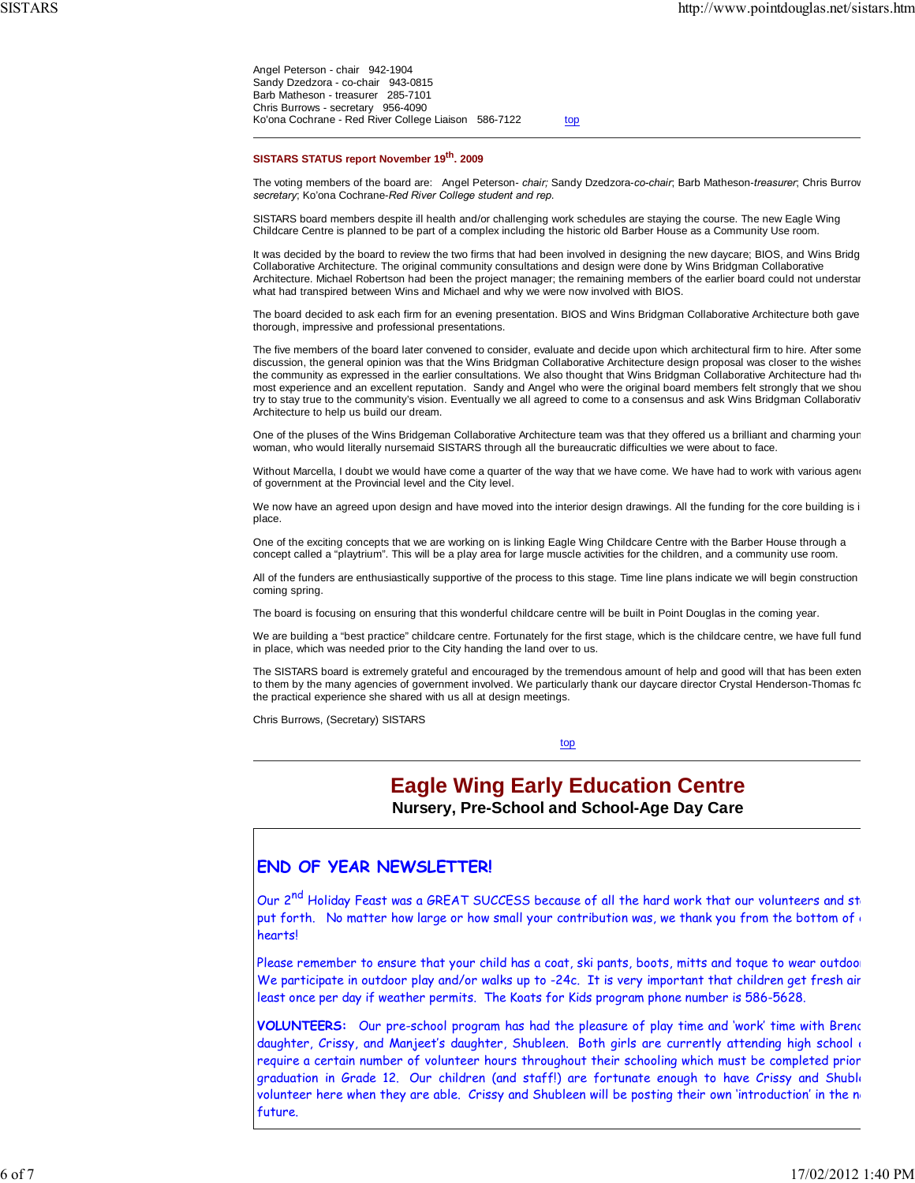Angel Peterson - chair 942-1904
Sandy Dzedzora - co-chair 943-0815
Barb Matheson - treasurer 285-7101
Chris Burrows - secretary 956-4090
Ko'ona Cochrane - Red River College Liaison 586-7122 top

---

**SISTARS STATUS report November 19th. 2009**

The voting members of the board are: Angel Peterson- *chair;* Sandy Dzedzora-*co-chair*; Barb Matheson-*treasurer*; Chris Burrov *secretary*; Ko'ona Cochrane-*Red River College student and rep.*

SISTARS board members despite ill health and/or challenging work schedules are staying the course. The new Eagle Wing Childcare Centre is planned to be part of a complex including the historic old Barber House as a Community Use room.

It was decided by the board to review the two firms that had been involved in designing the new daycare; BIOS, and Wins Bridg Collaborative Architecture. The original community consultations and design were done by Wins Bridgman Collaborative Architecture. Michael Robertson had been the project manager; the remaining members of the earlier board could not understar what had transpired between Wins and Michael and why we were now involved with BIOS.

The board decided to ask each firm for an evening presentation. BIOS and Wins Bridgman Collaborative Architecture both gave thorough, impressive and professional presentations.

The five members of the board later convened to consider, evaluate and decide upon which architectural firm to hire. After some discussion, the general opinion was that the Wins Bridgman Collaborative Architecture design proposal was closer to the wishes the community as expressed in the earlier consultations. We also thought that Wins Bridgman Collaborative Architecture had th most experience and an excellent reputation. Sandy and Angel who were the original board members felt strongly that we shou try to stay true to the community's vision. Eventually we all agreed to come to a consensus and ask Wins Bridgman Collaborativ Architecture to help us build our dream.

One of the pluses of the Wins Bridgeman Collaborative Architecture team was that they offered us a brilliant and charming youn woman, who would literally nursemaid SISTARS through all the bureaucratic difficulties we were about to face.

Without Marcella, I doubt we would have come a quarter of the way that we have come. We have had to work with various agen of government at the Provincial level and the City level.

We now have an agreed upon design and have moved into the interior design drawings. All the funding for the core building is i place.

One of the exciting concepts that we are working on is linking Eagle Wing Childcare Centre with the Barber House through a concept called a "playtrium". This will be a play area for large muscle activities for the children, and a community use room.

All of the funders are enthusiastically supportive of the process to this stage. Time line plans indicate we will begin construction coming spring.

The board is focusing on ensuring that this wonderful childcare centre will be built in Point Douglas in the coming year.

We are building a "best practice" childcare centre. Fortunately for the first stage, which is the childcare centre, we have full fund in place, which was needed prior to the City handing the land over to us.

The SISTARS board is extremely grateful and encouraged by the tremendous amount of help and good will that has been exten to them by the many agencies of government involved. We particularly thank our daycare director Crystal Henderson-Thomas fo the practical experience she shared with us all at design meetings.

Chris Burrows, (Secretary) SISTARS

top

---

# Eagle Wing Early Education Centre

**Nursery, Pre-School and School-Age Day Care**

## END OF YEAR NEWSLETTER!

Our 2nd Holiday Feast was a GREAT SUCCESS because of all the hard work that our volunteers and st put forth. No matter how large or how small your contribution was, we thank you from the bottom of hearts!

Please remember to ensure that your child has a coat, ski pants, boots, mitts and toque to wear outdoo We participate in outdoor play and/or walks up to -24c. It is very important that children get fresh air least once per day if weather permits. The Koats for Kids program phone number is 586-5628.

**VOLUNTEERS:** Our pre-school program has had the pleasure of play time and 'work' time with Brenc daughter, Crissy, and Manjeet's daughter, Shubleen. Both girls are currently attending high school require a certain number of volunteer hours throughout their schooling which must be completed prior graduation in Grade 12. Our children (and staff!) are fortunate enough to have Crissy and Shubl volunteer here when they are able. Crissy and Shubleen will be posting their own 'introduction' in the n future.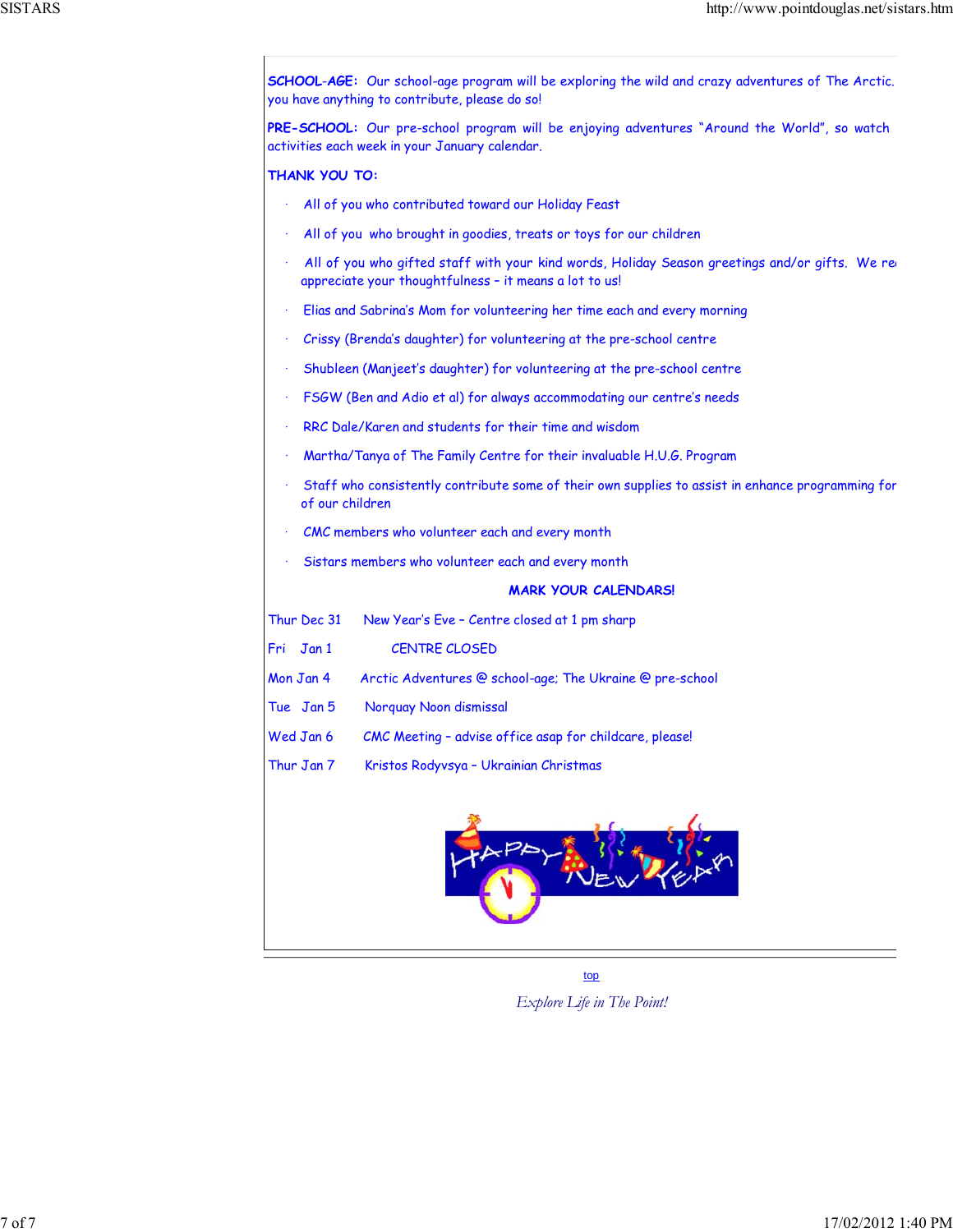**SCHOOL-AGE:** Our school-age program will be exploring the wild and crazy adventures of The Arctic. you have anything to contribute, please do so!

**PRE-SCHOOL:** Our pre-school program will be enjoying adventures "Around the World", so watch activities each week in your January calendar.

**THANK YOU TO:**

- All of you who contributed toward our Holiday Feast
- All of you who brought in goodies, treats or toys for our children
- All of you who gifted staff with your kind words, Holiday Season greetings and/or gifts. We re appreciate your thoughtfulness – it means a lot to us!
- Elias and Sabrina's Mom for volunteering her time each and every morning
- Crissy (Brenda's daughter) for volunteering at the pre-school centre
- Shubleen (Manjeet's daughter) for volunteering at the pre-school centre
- FSGW (Ben and Adio et al) for always accommodating our centre's needs
- RRC Dale/Karen and students for their time and wisdom
- Martha/Tanya of The Family Centre for their invaluable H.U.G. Program
- Staff who consistently contribute some of their own supplies to assist in enhance programming for of our children
- CMC members who volunteer each and every month
- Sistars members who volunteer each and every month

**MARK YOUR CALENDARS!**

| | |
|---|---|
| Thur Dec 31 | New Year's Eve – Centre closed at 1 pm sharp |
| Fri Jan 1 | CENTRE CLOSED |
| Mon Jan 4 | Arctic Adventures @ school-age; The Ukraine @ pre-school |
| Tue Jan 5 | Norquay Noon dismissal |
| Wed Jan 6 | CMC Meeting – advise office asap for childcare, please! |
| Thur Jan 7 | Kristos Rodyvsya – Ukrainian Christmas |

top

*Explore Life in The Point!*